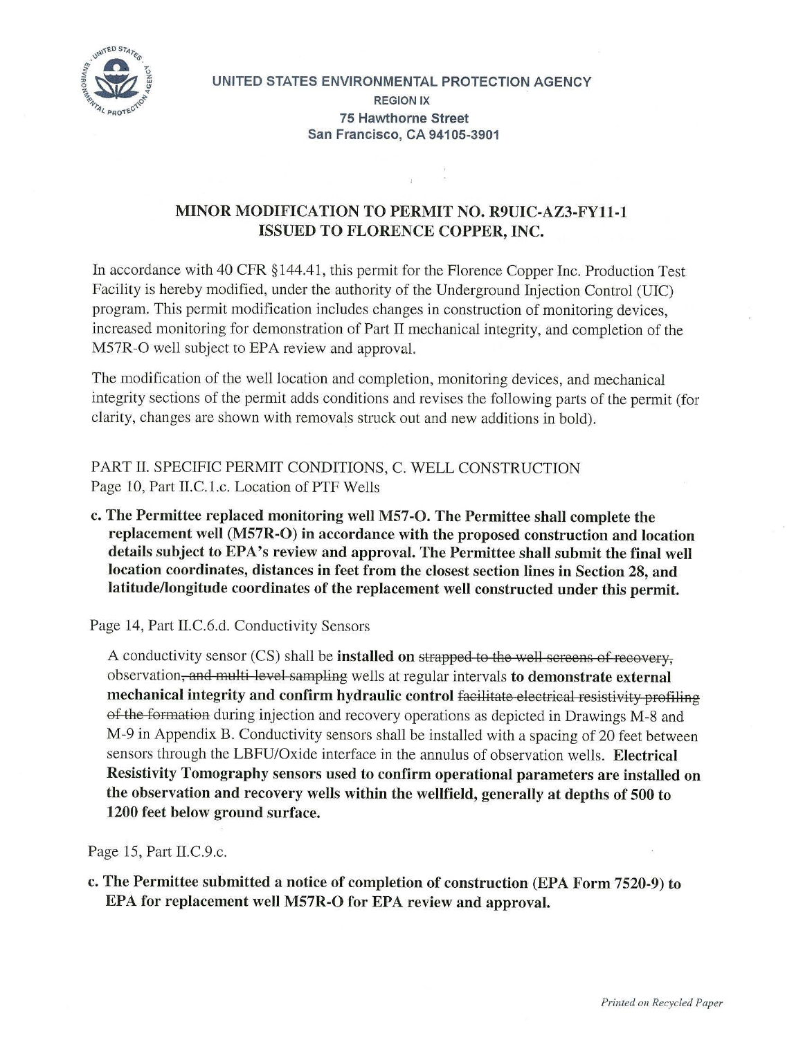UNITED STATES ENVIRONMENTAL PROTECTION AGENCY
REGION IX
75 Hawthorne Street
San Francisco, CA 94105-3901

## MINOR MODIFICATION TO PERMIT NO. R9UIC-AZ3-FY11-1 ISSUED TO FLORENCE COPPER, INC.

In accordance with 40 CFR §144.41, this permit for the Florence Copper Inc. Production Test Facility is hereby modified, under the authority of the Underground Injection Control (UIC) program. This permit modification includes changes in construction of monitoring devices, increased monitoring for demonstration of Part II mechanical integrity, and completion of the M57R-O well subject to EPA review and approval.

The modification of the well location and completion, monitoring devices, and mechanical integrity sections of the permit adds conditions and revises the following parts of the permit (for clarity, changes are shown with removals struck out and new additions in bold).

PART II. SPECIFIC PERMIT CONDITIONS, C. WELL CONSTRUCTION
Page 10, Part II.C.1.c. Location of PTF Wells

**c. The Permittee replaced monitoring well M57-O. The Permittee shall complete the replacement well (M57R-O) in accordance with the proposed construction and location details subject to EPA's review and approval. The Permittee shall submit the final well location coordinates, distances in feet from the closest section lines in Section 28, and latitude/longitude coordinates of the replacement well constructed under this permit.**

Page 14, Part II.C.6.d. Conductivity Sensors

A conductivity sensor (CS) shall be **installed on** ~~strapped to the well screens of recovery,~~ observation~~, and multi-level sampling~~ wells at regular intervals **to demonstrate external mechanical integrity and confirm hydraulic control** ~~facilitate electrical resistivity profiling of the formation~~ during injection and recovery operations as depicted in Drawings M-8 and M-9 in Appendix B. Conductivity sensors shall be installed with a spacing of 20 feet between sensors through the LBFU/Oxide interface in the annulus of observation wells. **Electrical Resistivity Tomography sensors used to confirm operational parameters are installed on the observation and recovery wells within the wellfield, generally at depths of 500 to 1200 feet below ground surface.**

Page 15, Part II.C.9.c.

**c. The Permittee submitted a notice of completion of construction (EPA Form 7520-9) to EPA for replacement well M57R-O for EPA review and approval.**

*Printed on Recycled Paper*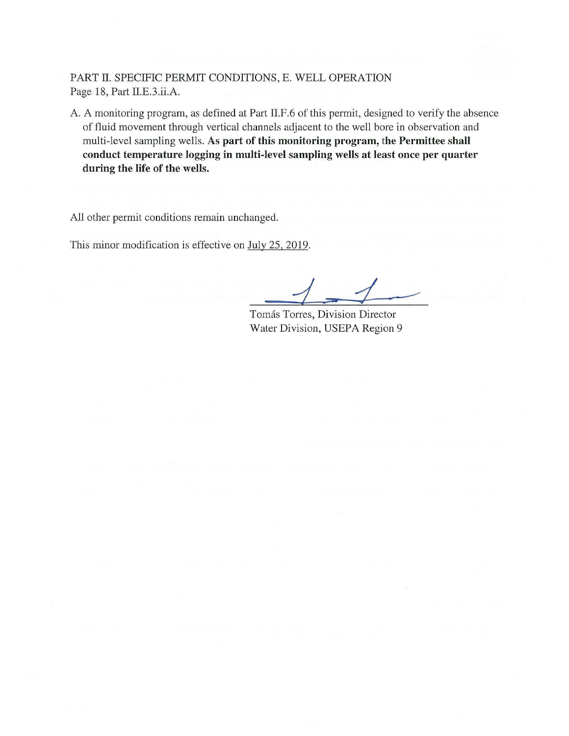PART II. SPECIFIC PERMIT CONDITIONS, E. WELL OPERATION
Page 18, Part II.E.3.ii.A.

A. A monitoring program, as defined at Part II.F.6 of this permit, designed to verify the absence of fluid movement through vertical channels adjacent to the well bore in observation and multi-level sampling wells. **As part of this monitoring program, the Permittee shall conduct temperature logging in multi-level sampling wells at least once per quarter during the life of the wells.**

All other permit conditions remain unchanged.

This minor modification is effective on July 25, 2019.

Tomás Torres, Division Director
Water Division, USEPA Region 9